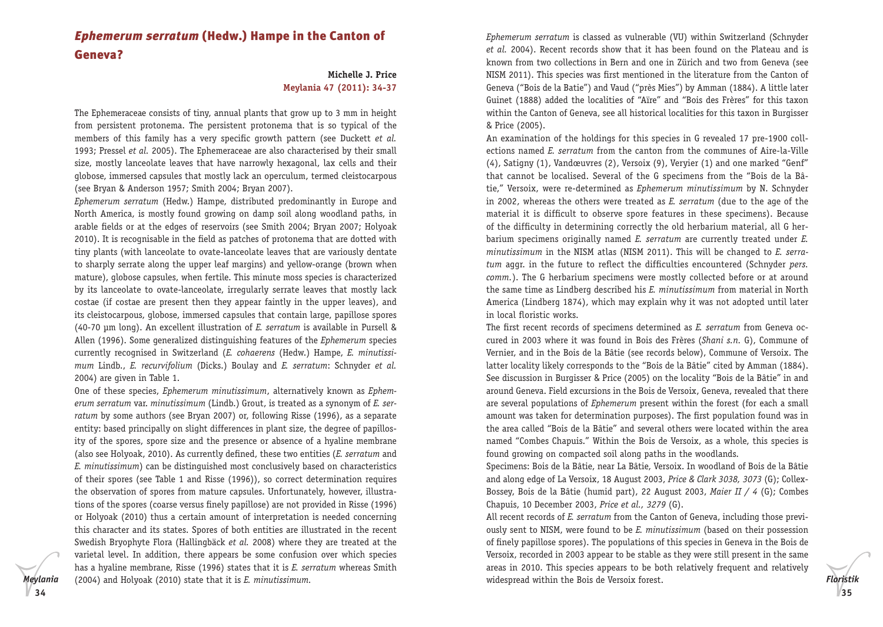## *Ephemerum serratum* (Hedw.) Hampe in the Canton of Geneva?

**Michelle J. Price**
**Meylania 47 (2011): 34-37**

The Ephemeraceae consists of tiny, annual plants that grow up to 3 mm in height from persistent protonema. The persistent protonema that is so typical of the members of this family has a very specific growth pattern (see Duckett *et al.* 1993; Pressel *et al.* 2005). The Ephemeraceae are also characterised by their small size, mostly lanceolate leaves that have narrowly hexagonal, lax cells and their globose, immersed capsules that mostly lack an operculum, termed cleistocarpous (see Bryan & Anderson 1957; Smith 2004; Bryan 2007).

*Ephemerum serratum* (Hedw.) Hampe, distributed predominantly in Europe and North America, is mostly found growing on damp soil along woodland paths, in arable fields or at the edges of reservoirs (see Smith 2004; Bryan 2007; Holyoak 2010). It is recognisable in the field as patches of protonema that are dotted with tiny plants (with lanceolate to ovate-lanceolate leaves that are variously dentate to sharply serrate along the upper leaf margins) and yellow-orange (brown when mature), globose capsules, when fertile. This minute moss species is characterized by its lanceolate to ovate-lanceolate, irregularly serrate leaves that mostly lack costae (if costae are present then they appear faintly in the upper leaves), and its cleistocarpous, globose, immersed capsules that contain large, papillose spores (40-70 µm long). An excellent illustration of *E. serratum* is available in Pursell & Allen (1996). Some generalized distinguishing features of the *Ephemerum* species currently recognised in Switzerland (*E. cohaerens* (Hedw.) Hampe, *E. minutissimum* Lindb., *E. recurvifolium* (Dicks.) Boulay and *E. serratum*: Schnyder *et al.* 2004) are given in Table 1.

One of these species, *Ephemerum minutissimum*, alternatively known as *Ephemerum serratum* var. *minutissimum* (Lindb.) Grout, is treated as a synonym of *E. serratum* by some authors (see Bryan 2007) or, following Risse (1996), as a separate entity: based principally on slight differences in plant size, the degree of papillosity of the spores, spore size and the presence or absence of a hyaline membrane (also see Holyoak, 2010). As currently defined, these two entities (*E. serratum* and *E. minutissimum*) can be distinguished most conclusively based on characteristics of their spores (see Table 1 and Risse (1996)), so correct determination requires the observation of spores from mature capsules. Unfortunately, however, illustrations of the spores (coarse versus finely papillose) are not provided in Risse (1996) or Holyoak (2010) thus a certain amount of interpretation is needed concerning this character and its states. Spores of both entities are illustrated in the recent Swedish Bryophyte Flora (Hallingbäck *et al.* 2008) where they are treated at the varietal level. In addition, there appears be some confusion over which species has a hyaline membrane, Risse (1996) states that it is *E. serratum* whereas Smith (2004) and Holyoak (2010) state that it is *E. minutissimum*.

*Ephemerum serratum* is classed as vulnerable (VU) within Switzerland (Schnyder *et al.* 2004). Recent records show that it has been found on the Plateau and is known from two collections in Bern and one in Zürich and two from Geneva (see NISM 2011). This species was first mentioned in the literature from the Canton of Geneva ("Bois de la Batie") and Vaud ("près Mies") by Amman (1884). A little later Guinet (1888) added the localities of "Aïre" and "Bois des Frères" for this taxon within the Canton of Geneva, see all historical localities for this taxon in Burgisser & Price (2005).

An examination of the holdings for this species in G revealed 17 pre-1900 collections named *E. serratum* from the canton from the communes of Aire-la-Ville (4), Satigny (1), Vandœuvres (2), Versoix (9), Veryier (1) and one marked "Genf" that cannot be localised. Several of the G specimens from the "Bois de la Bâtie," Versoix, were re-determined as *Ephemerum minutissimum* by N. Schnyder in 2002, whereas the others were treated as *E. serratum* (due to the age of the material it is difficult to observe spore features in these specimens). Because of the difficulty in determining correctly the old herbarium material, all G herbarium specimens originally named *E. serratum* are currently treated under *E. minutissimum* in the NISM atlas (NISM 2011). This will be changed to *E. serratum* aggr. in the future to reflect the difficulties encountered (Schnyder *pers. comm.*). The G herbarium specimens were mostly collected before or at around the same time as Lindberg described his *E. minutissimum* from material in North America (Lindberg 1874), which may explain why it was not adopted until later in local floristic works.

The first recent records of specimens determined as *E. serratum* from Geneva occured in 2003 where it was found in Bois des Frères (*Shani s.n.* G), Commune of Vernier, and in the Bois de la Bâtie (see records below), Commune of Versoix. The latter locality likely corresponds to the "Bois de la Bâtie" cited by Amman (1884). See discussion in Burgisser & Price (2005) on the locality "Bois de la Bâtie" in and around Geneva. Field excursions in the Bois de Versoix, Geneva, revealed that there are several populations of *Ephemerum* present within the forest (for each a small amount was taken for determination purposes). The first population found was in the area called "Bois de la Bâtie" and several others were located within the area named "Combes Chapuis." Within the Bois de Versoix, as a whole, this species is found growing on compacted soil along paths in the woodlands.

Specimens: Bois de la Bâtie, near La Bâtie, Versoix. In woodland of Bois de la Bâtie and along edge of La Versoix, 18 August 2003, *Price & Clark 3038, 3073* (G); Collex-Bossey, Bois de la Bâtie (humid part), 22 August 2003, *Maier II / 4* (G); Combes Chapuis, 10 December 2003, *Price et al., 3279* (G).

All recent records of *E. serratum* from the Canton of Geneva, including those previously sent to NISM, were found to be *E. minutissimum* (based on their possession of finely papillose spores). The populations of this species in Geneva in the Bois de Versoix, recorded in 2003 appear to be stable as they were still present in the same areas in 2010. This species appears to be both relatively frequent and relatively widespread within the Bois de Versoix forest.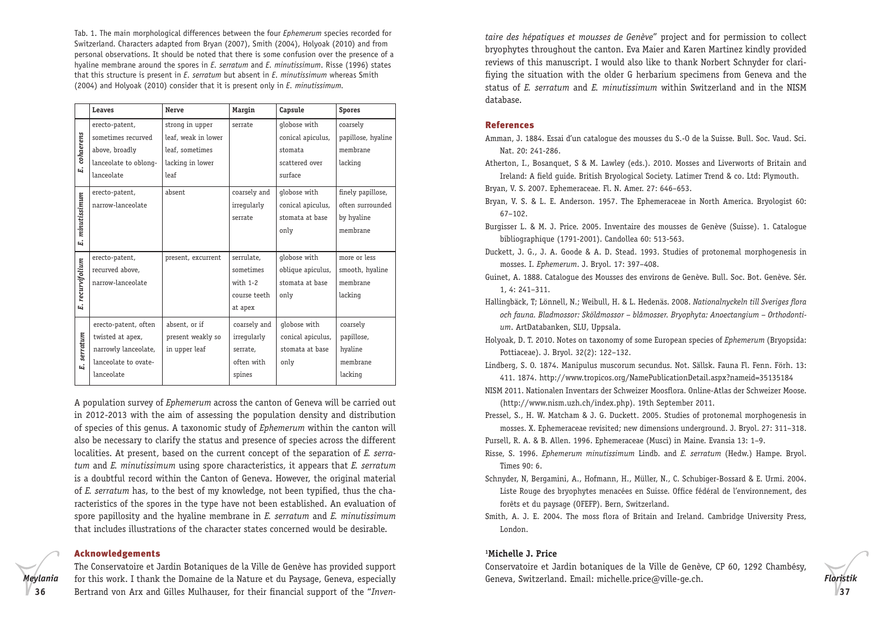Tab. 1. The main morphological differences between the four *Ephemerum* species recorded for Switzerland. Characters adapted from Bryan (2007), Smith (2004), Holyoak (2010) and from personal observations. It should be noted that there is some confusion over the presence of a hyaline membrane around the spores in *E. serratum* and *E. minutissimum*. Risse (1996) states that this structure is present in *E. serratum* but absent in *E. minutissimum* whereas Smith (2004) and Holyoak (2010) consider that it is present only in *E. minutissimum*.

| | Leaves | Nerve | Margin | Capsule | Spores |
|---|---|---|---|---|---|
| *E. cohaerens* | erecto-patent, sometimes recurved above, broadly lanceolate to oblong-lanceolate | strong in upper leaf, weak in lower leaf, sometimes lacking in lower leaf | serrate | globose with conical apiculus, stomata scattered over surface | coarsely papillose, hyaline membrane lacking |
| *E. minutissimum* | erecto-patent, narrow-lanceolate | absent | coarsely and irregularly serrate | globose with conical apiculus, stomata at base only | finely papillose, often surrounded by hyaline membrane |
| *E. recurvifolium* | erecto-patent, recurved above, narrow-lanceolate | present, excurrent | serrulate, sometimes with 1-2 course teeth at apex | globose with oblique apiculus, stomata at base only | more or less smooth, hyaline membrane lacking |
| *E. serratum* | erecto-patent, often twisted at apex, narrowly lanceolate, lanceolate to ovate-lanceolate | absent, or if present weakly so in upper leaf | coarsely and irregularly serrate, often with spines | globose with conical apiculus, stomata at base only | coarsely papillose, hyaline membrane lacking |

A population survey of *Ephemerum* across the canton of Geneva will be carried out in 2012-2013 with the aim of assessing the population density and distribution of species of this genus. A taxonomic study of *Ephemerum* within the canton will also be necessary to clarify the status and presence of species across the different localities. At present, based on the current concept of the separation of *E. serratum* and *E. minutissimum* using spore characteristics, it appears that *E. serratum* is a doubtful record within the Canton of Geneva. However, the original material of *E. serratum* has, to the best of my knowledge, not been typified, thus the characteristics of the spores in the type have not been established. An evaluation of spore papillosity and the hyaline membrane in *E. serratum* and *E. minutissimum* that includes illustrations of the character states concerned would be desirable.

## Acknowledgements

The Conservatoire et Jardin Botaniques de la Ville de Genève has provided support for this work. I thank the Domaine de la Nature et du Paysage, Geneva, especially Bertrand von Arx and Gilles Mulhauser, for their financial support of the "*Inventaire des hépatiques et mousses de Genève*" project and for permission to collect bryophytes throughout the canton. Eva Maier and Karen Martinez kindly provided reviews of this manuscript. I would also like to thank Norbert Schnyder for clarifying the situation with the older G herbarium specimens from Geneva and the status of *E. serratum* and *E. minutissimum* within Switzerland and in the NISM database.

## References

Amman, J. 1884. Essai d'un catalogue des mousses du S.-O de la Suisse. Bull. Soc. Vaud. Sci. Nat. 20: 241-286.

Atherton, I., Bosanquet, S & M. Lawley (eds.). 2010. Mosses and Liverworts of Britain and Ireland: A field guide. British Bryological Society. Latimer Trend & co. Ltd: Plymouth.

Bryan, V. S. 2007. Ephemeraceae. Fl. N. Amer. 27: 646–653.

Bryan, V. S. & L. E. Anderson. 1957. The Ephemeraceae in North America. Bryologist 60: 67–102.

Burgisser L. & M. J. Price. 2005. Inventaire des mousses de Genève (Suisse). 1. Catalogue bibliographique (1791-2001). Candollea 60: 513-563.

Duckett, J. G., J. A. Goode & A. D. Stead. 1993. Studies of protonemal morphogenesis in mosses. I. *Ephemerum*. J. Bryol. 17: 397–408.

Guinet, A. 1888. Catalogue des Mousses des environs de Genève. Bull. Soc. Bot. Genève. Sér. 1, 4: 241–311.

Hallingbäck, T; Lönnell, N.; Weibull, H. & L. Hedenäs. 2008. *Nationalnyckeln till Sveriges flora och fauna. Bladmossor: Sköldmossor – blåmosser. Bryophyta: Anoectangium – Orthodontium*. ArtDatabanken, SLU, Uppsala.

Holyoak, D. T. 2010. Notes on taxonomy of some European species of *Ephemerum* (Bryopsida: Pottiaceae). J. Bryol. 32(2): 122–132.

Lindberg, S. O. 1874. Manipulus muscorum secundus. Not. Sällsk. Fauna Fl. Fenn. Förh. 13: 411. 1874. http://www.tropicos.org/NamePublicationDetail.aspx?nameid=35135184

NISM 2011. Nationalen Inventars der Schweizer Moosflora. Online-Atlas der Schweizer Moose. (http://www.nism.uzh.ch/index.php). 19th September 2011.

Pressel, S., H. W. Matcham & J. G. Duckett. 2005. Studies of protonemal morphogenesis in mosses. X. Ephemeraceae revisited; new dimensions underground. J. Bryol. 27: 311–318.

Pursell, R. A. & B. Allen. 1996. Ephemeraceae (Musci) in Maine. Evansia 13: 1–9.

Risse, S. 1996. *Ephemerum minutissimum* Lindb. and *E. serratum* (Hedw.) Hampe. Bryol. Times 90: 6.

Schnyder, N, Bergamini, A., Hofmann, H., Müller, N., C. Schubiger-Bossard & E. Urmi. 2004. Liste Rouge des bryophytes menacées en Suisse. Office fédéral de l'environnement, des forêts et du paysage (OFEFP). Bern, Switzerland.

Smith, A. J. E. 2004. The moss flora of Britain and Ireland. Cambridge University Press, London.

**[1]Michelle J. Price**

Conservatoire et Jardin botaniques de la Ville de Genève, CP 60, 1292 Chambésy, Geneva, Switzerland. Email: michelle.price@ville-ge.ch.